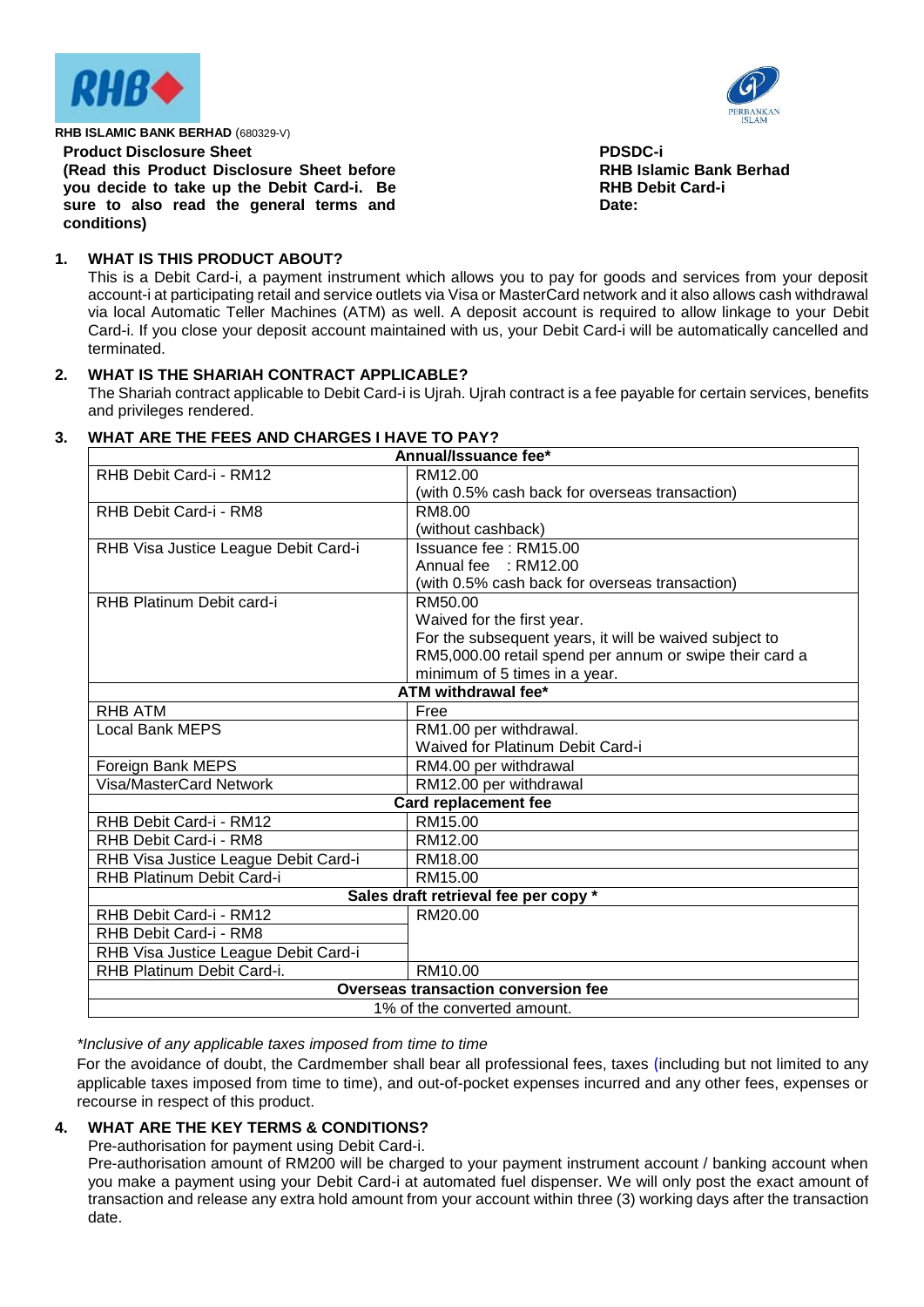**RHB ISLAMIC BANK BERHAD** (680329-V)

**Product Disclosure Sheet**
**(Read this Product Disclosure Sheet before you decide to take up the Debit Card-i. Be sure to also read the general terms and conditions)**

**PDSDC-i**
**RHB Islamic Bank Berhad**
**RHB Debit Card-i**
**Date:**

## 1. WHAT IS THIS PRODUCT ABOUT?

This is a Debit Card-i, a payment instrument which allows you to pay for goods and services from your deposit account-i at participating retail and service outlets via Visa or MasterCard network and it also allows cash withdrawal via local Automatic Teller Machines (ATM) as well. A deposit account is required to allow linkage to your Debit Card-i. If you close your deposit account maintained with us, your Debit Card-i will be automatically cancelled and terminated.

## 2. WHAT IS THE SHARIAH CONTRACT APPLICABLE?

The Shariah contract applicable to Debit Card-i is Ujrah. Ujrah contract is a fee payable for certain services, benefits and privileges rendered.

## 3. WHAT ARE THE FEES AND CHARGES I HAVE TO PAY?

| **Annual/Issuance fee*** | |
|---|---|
| RHB Debit Card-i - RM12 | RM12.00<br>(with 0.5% cash back for overseas transaction) |
| RHB Debit Card-i - RM8 | RM8.00<br>(without cashback) |
| RHB Visa Justice League Debit Card-i | Issuance fee : RM15.00<br>Annual fee : RM12.00<br>(with 0.5% cash back for overseas transaction) |
| RHB Platinum Debit card-i | RM50.00<br>Waived for the first year.<br>For the subsequent years, it will be waived subject to RM5,000.00 retail spend per annum or swipe their card a minimum of 5 times in a year. |
| **ATM withdrawal fee*** | |
| RHB ATM | Free |
| Local Bank MEPS | RM1.00 per withdrawal.<br>Waived for Platinum Debit Card-i |
| Foreign Bank MEPS | RM4.00 per withdrawal |
| Visa/MasterCard Network | RM12.00 per withdrawal |
| **Card replacement fee** | |
| RHB Debit Card-i - RM12 | RM15.00 |
| RHB Debit Card-i - RM8 | RM12.00 |
| RHB Visa Justice League Debit Card-i | RM18.00 |
| RHB Platinum Debit Card-i | RM15.00 |
| **Sales draft retrieval fee per copy *** | |
| RHB Debit Card-i - RM12 | RM20.00 |
| RHB Debit Card-i - RM8 | |
| RHB Visa Justice League Debit Card-i | |
| RHB Platinum Debit Card-i. | RM10.00 |
| **Overseas transaction conversion fee** | |
| 1% of the converted amount. | |

*\*Inclusive of any applicable taxes imposed from time to time*

For the avoidance of doubt, the Cardmember shall bear all professional fees, taxes (including but not limited to any applicable taxes imposed from time to time), and out-of-pocket expenses incurred and any other fees, expenses or recourse in respect of this product.

## 4. WHAT ARE THE KEY TERMS & CONDITIONS?

Pre-authorisation for payment using Debit Card-i.

Pre-authorisation amount of RM200 will be charged to your payment instrument account / banking account when you make a payment using your Debit Card-i at automated fuel dispenser. We will only post the exact amount of transaction and release any extra hold amount from your account within three (3) working days after the transaction date.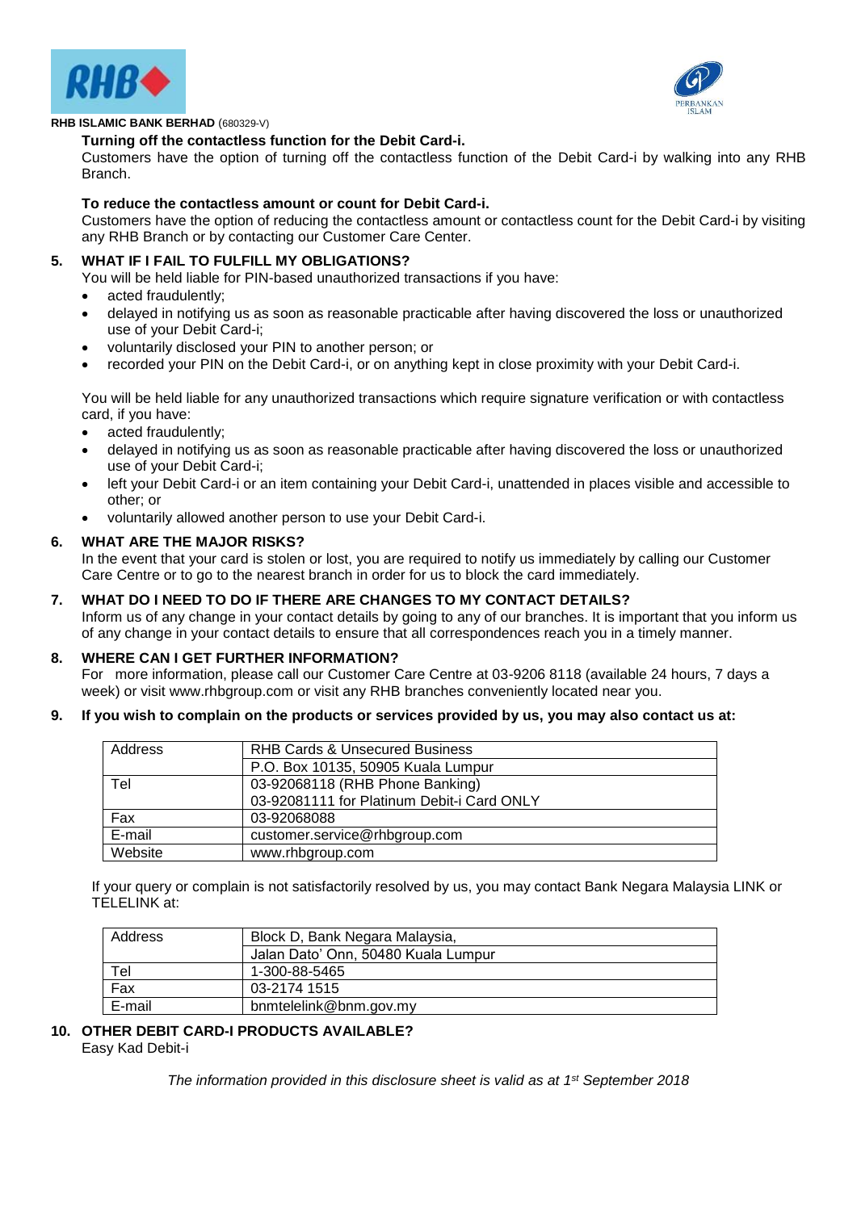**RHB ISLAMIC BANK BERHAD** (680329-V)

**Turning off the contactless function for the Debit Card-i.**

Customers have the option of turning off the contactless function of the Debit Card-i by walking into any RHB Branch.

**To reduce the contactless amount or count for Debit Card-i.**

Customers have the option of reducing the contactless amount or contactless count for the Debit Card-i by visiting any RHB Branch or by contacting our Customer Care Center.

## 5. WHAT IF I FAIL TO FULFILL MY OBLIGATIONS?

You will be held liable for PIN-based unauthorized transactions if you have:

- acted fraudulently;
- delayed in notifying us as soon as reasonable practicable after having discovered the loss or unauthorized use of your Debit Card-i;
- voluntarily disclosed your PIN to another person; or
- recorded your PIN on the Debit Card-i, or on anything kept in close proximity with your Debit Card-i.

You will be held liable for any unauthorized transactions which require signature verification or with contactless card, if you have:

- acted fraudulently;
- delayed in notifying us as soon as reasonable practicable after having discovered the loss or unauthorized use of your Debit Card-i;
- left your Debit Card-i or an item containing your Debit Card-i, unattended in places visible and accessible to other; or
- voluntarily allowed another person to use your Debit Card-i.

## 6. WHAT ARE THE MAJOR RISKS?

In the event that your card is stolen or lost, you are required to notify us immediately by calling our Customer Care Centre or to go to the nearest branch in order for us to block the card immediately.

## 7. WHAT DO I NEED TO DO IF THERE ARE CHANGES TO MY CONTACT DETAILS?

Inform us of any change in your contact details by going to any of our branches. It is important that you inform us of any change in your contact details to ensure that all correspondences reach you in a timely manner.

## 8. WHERE CAN I GET FURTHER INFORMATION?

For more information, please call our Customer Care Centre at 03-9206 8118 (available 24 hours, 7 days a week) or visit www.rhbgroup.com or visit any RHB branches conveniently located near you.

## 9. If you wish to complain on the products or services provided by us, you may also contact us at:

| | |
|---|---|
| Address | RHB Cards & Unsecured Business<br>P.O. Box 10135, 50905 Kuala Lumpur |
| Tel | 03-92068118 (RHB Phone Banking)<br>03-92081111 for Platinum Debit-i Card ONLY |
| Fax | 03-92068088 |
| E-mail | customer.service@rhbgroup.com |
| Website | www.rhbgroup.com |

If your query or complain is not satisfactorily resolved by us, you may contact Bank Negara Malaysia LINK or TELELINK at:

| | |
|---|---|
| Address | Block D, Bank Negara Malaysia,<br>Jalan Dato' Onn, 50480 Kuala Lumpur |
| Tel | 1-300-88-5465 |
| Fax | 03-2174 1515 |
| E-mail | bnmtelelink@bnm.gov.my |

## 10. OTHER DEBIT CARD-I PRODUCTS AVAILABLE?

Easy Kad Debit-i

*The information provided in this disclosure sheet is valid as at 1st September 2018*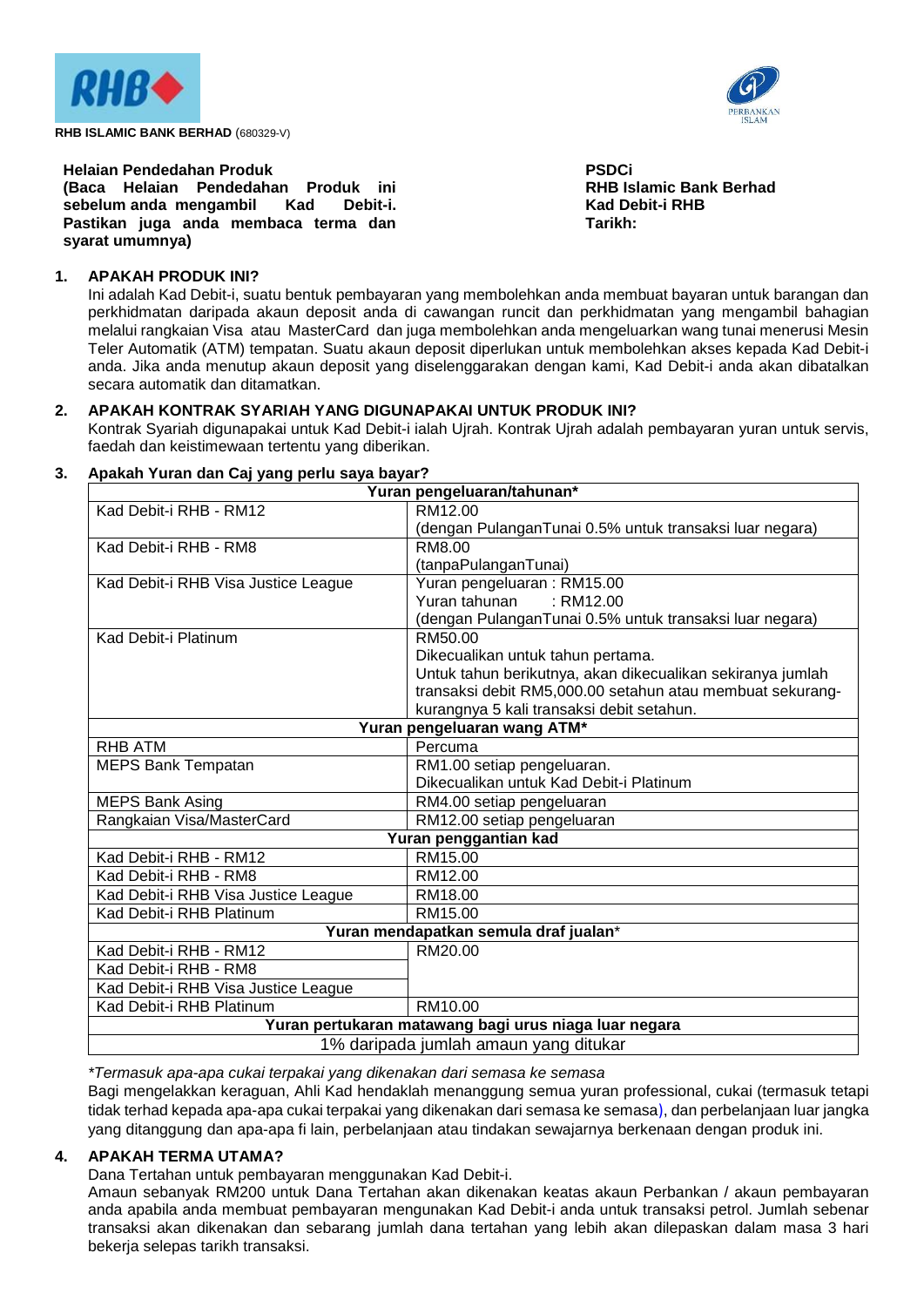**RHB ISLAMIC BANK BERHAD** (680329-V)

**Helaian Pendedahan Produk**
**(Baca Helaian Pendedahan Produk ini sebelum anda mengambil Kad Debit-i. Pastikan juga anda membaca terma dan syarat umumnya)**

**PSDCi**
**RHB Islamic Bank Berhad**
**Kad Debit-i RHB**
**Tarikh:**

## 1. APAKAH PRODUK INI?

Ini adalah Kad Debit-i, suatu bentuk pembayaran yang membolehkan anda membuat bayaran untuk barangan dan perkhidmatan daripada akaun deposit anda di cawangan runcit dan perkhidmatan yang mengambil bahagian melalui rangkaian Visa atau MasterCard dan juga membolehkan anda mengeluarkan wang tunai menerusi Mesin Teler Automatik (ATM) tempatan. Suatu akaun deposit diperlukan untuk membolehkan akses kepada Kad Debit-i anda. Jika anda menutup akaun deposit yang diselenggarakan dengan kami, Kad Debit-i anda akan dibatalkan secara automatik dan ditamatkan.

## 2. APAKAH KONTRAK SYARIAH YANG DIGUNAPAKAI UNTUK PRODUK INI?

Kontrak Syariah digunapakai untuk Kad Debit-i ialah Ujrah. Kontrak Ujrah adalah pembayaran yuran untuk servis, faedah dan keistimewaan tertentu yang diberikan.

## 3. Apakah Yuran dan Caj yang perlu saya bayar?

| **Yuran pengeluaran/tahunan*** | |
|---|---|
| Kad Debit-i RHB - RM12 | RM12.00<br>(dengan PulanganTunai 0.5% untuk transaksi luar negara) |
| Kad Debit-i RHB - RM8 | RM8.00<br>(tanpaPulanganTunai) |
| Kad Debit-i RHB Visa Justice League | Yuran pengeluaran : RM15.00<br>Yuran tahunan : RM12.00<br>(dengan PulanganTunai 0.5% untuk transaksi luar negara) |
| Kad Debit-i Platinum | RM50.00<br>Dikecualikan untuk tahun pertama.<br>Untuk tahun berikutnya, akan dikecualikan sekiranya jumlah transaksi debit RM5,000.00 setahun atau membuat sekurang-kurangnya 5 kali transaksi debit setahun. |
| **Yuran pengeluaran wang ATM*** | |
| RHB ATM | Percuma |
| MEPS Bank Tempatan | RM1.00 setiap pengeluaran.<br>Dikecualikan untuk Kad Debit-i Platinum |
| MEPS Bank Asing | RM4.00 setiap pengeluaran |
| Rangkaian Visa/MasterCard | RM12.00 setiap pengeluaran |
| **Yuran penggantian kad** | |
| Kad Debit-i RHB - RM12 | RM15.00 |
| Kad Debit-i RHB - RM8 | RM12.00 |
| Kad Debit-i RHB Visa Justice League | RM18.00 |
| Kad Debit-i RHB Platinum | RM15.00 |
| **Yuran mendapatkan semula draf jualan*** | |
| Kad Debit-i RHB - RM12 | RM20.00 |
| Kad Debit-i RHB - RM8 | |
| Kad Debit-i RHB Visa Justice League | |
| Kad Debit-i RHB Platinum | RM10.00 |
| **Yuran pertukaran matawang bagi urus niaga luar negara** | |
| 1% daripada jumlah amaun yang ditukar | |

*\*Termasuk apa-apa cukai terpakai yang dikenakan dari semasa ke semasa*

Bagi mengelakkan keraguan, Ahli Kad hendaklah menanggung semua yuran professional, cukai (termasuk tetapi tidak terhad kepada apa-apa cukai terpakai yang dikenakan dari semasa ke semasa), dan perbelanjaan luar jangka yang ditanggung dan apa-apa fi lain, perbelanjaan atau tindakan sewajarnya berkenaan dengan produk ini.

## 4. APAKAH TERMA UTAMA?

Dana Tertahan untuk pembayaran menggunakan Kad Debit-i.

Amaun sebanyak RM200 untuk Dana Tertahan akan dikenakan keatas akaun Perbankan / akaun pembayaran anda apabila anda membuat pembayaran mengunakan Kad Debit-i anda untuk transaksi petrol. Jumlah sebenar transaksi akan dikenakan dan sebarang jumlah dana tertahan yang lebih akan dilepaskan dalam masa 3 hari bekerja selepas tarikh transaksi.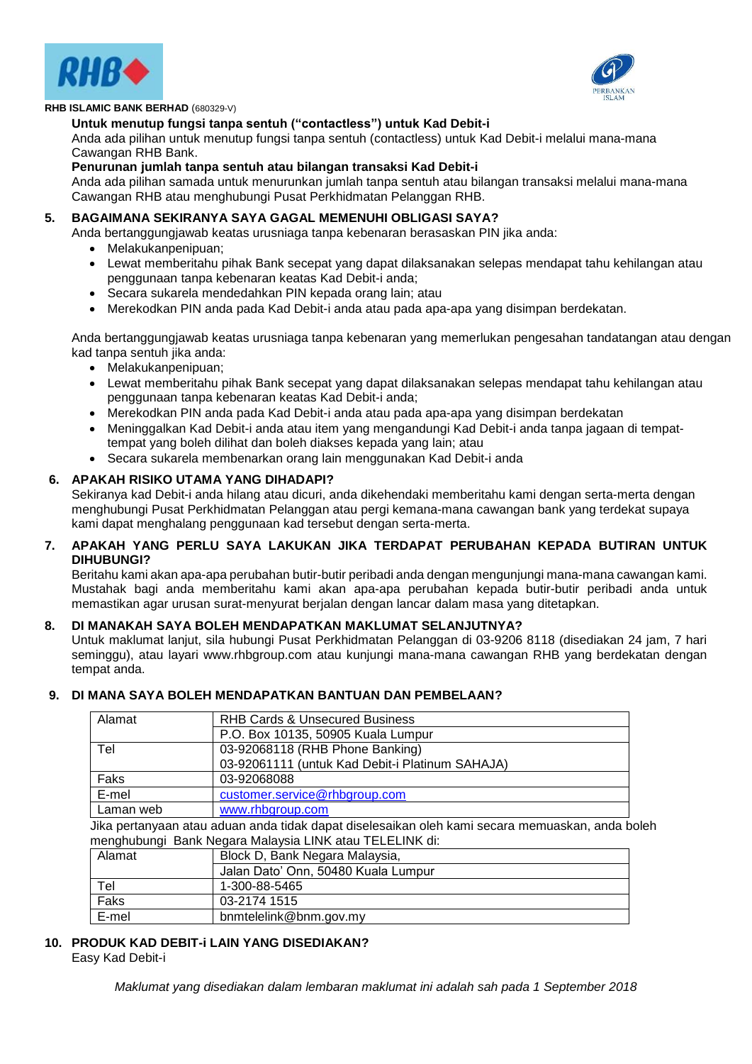**RHB ISLAMIC BANK BERHAD** (680329-V)

**Untuk menutup fungsi tanpa sentuh ("contactless") untuk Kad Debit-i**
Anda ada pilihan untuk menutup fungsi tanpa sentuh (contactless) untuk Kad Debit-i melalui mana-mana Cawangan RHB Bank.

**Penurunan jumlah tanpa sentuh atau bilangan transaksi Kad Debit-i**
Anda ada pilihan samada untuk menurunkan jumlah tanpa sentuh atau bilangan transaksi melalui mana-mana Cawangan RHB atau menghubungi Pusat Perkhidmatan Pelanggan RHB.

## 5. BAGAIMANA SEKIRANYA SAYA GAGAL MEMENUHI OBLIGASI SAYA?

Anda bertanggungjawab keatas urusniaga tanpa kebenaran berasaskan PIN jika anda:

- Melakukanpenipuan;
- Lewat memberitahu pihak Bank secepat yang dapat dilaksanakan selepas mendapat tahu kehilangan atau penggunaan tanpa kebenaran keatas Kad Debit-i anda;
- Secara sukarela mendedahkan PIN kepada orang lain; atau
- Merekodkan PIN anda pada Kad Debit-i anda atau pada apa-apa yang disimpan berdekatan.

Anda bertanggungjawab keatas urusniaga tanpa kebenaran yang memerlukan pengesahan tandatangan atau dengan kad tanpa sentuh jika anda:

- Melakukanpenipuan;
- Lewat memberitahu pihak Bank secepat yang dapat dilaksanakan selepas mendapat tahu kehilangan atau penggunaan tanpa kebenaran keatas Kad Debit-i anda;
- Merekodkan PIN anda pada Kad Debit-i anda atau pada apa-apa yang disimpan berdekatan
- Meninggalkan Kad Debit-i anda atau item yang mengandungi Kad Debit-i anda tanpa jagaan di tempat-tempat yang boleh dilihat dan boleh diakses kepada yang lain; atau
- Secara sukarela membenarkan orang lain menggunakan Kad Debit-i anda

## 6. APAKAH RISIKO UTAMA YANG DIHADAPI?

Sekiranya kad Debit-i anda hilang atau dicuri, anda dikehendaki memberitahu kami dengan serta-merta dengan menghubungi Pusat Perkhidmatan Pelanggan atau pergi kemana-mana cawangan bank yang terdekat supaya kami dapat menghalang penggunaan kad tersebut dengan serta-merta.

## 7. APAKAH YANG PERLU SAYA LAKUKAN JIKA TERDAPAT PERUBAHAN KEPADA BUTIRAN UNTUK DIHUBUNGI?

Beritahu kami akan apa-apa perubahan butir-butir peribadi anda dengan mengunjungi mana-mana cawangan kami. Mustahak bagi anda memberitahu kami akan apa-apa perubahan kepada butir-butir peribadi anda untuk memastikan agar urusan surat-menyurat berjalan dengan lancar dalam masa yang ditetapkan.

## 8. DI MANAKAH SAYA BOLEH MENDAPATKAN MAKLUMAT SELANJUTNYA?

Untuk maklumat lanjut, sila hubungi Pusat Perkhidmatan Pelanggan di 03-9206 8118 (disediakan 24 jam, 7 hari seminggu), atau layari www.rhbgroup.com atau kunjungi mana-mana cawangan RHB yang berdekatan dengan tempat anda.

## 9. DI MANA SAYA BOLEH MENDAPATKAN BANTUAN DAN PEMBELAAN?

| | |
|---|---|
| Alamat | RHB Cards & Unsecured Business<br>P.O. Box 10135, 50905 Kuala Lumpur |
| Tel | 03-92068118 (RHB Phone Banking)<br>03-92061111 (untuk Kad Debit-i Platinum SAHAJA) |
| Faks | 03-92068088 |
| E-mel | customer.service@rhbgroup.com |
| Laman web | www.rhbgroup.com |

Jika pertanyaan atau aduan anda tidak dapat diselesaikan oleh kami secara memuaskan, anda boleh menghubungi Bank Negara Malaysia LINK atau TELELINK di:

| | |
|---|---|
| Alamat | Block D, Bank Negara Malaysia,<br>Jalan Dato' Onn, 50480 Kuala Lumpur |
| Tel | 1-300-88-5465 |
| Faks | 03-2174 1515 |
| E-mel | bnmtelelink@bnm.gov.my |

## 10. PRODUK KAD DEBIT-i LAIN YANG DISEDIAKAN?

Easy Kad Debit-i

*Maklumat yang disediakan dalam lembaran maklumat ini adalah sah pada 1 September 2018*